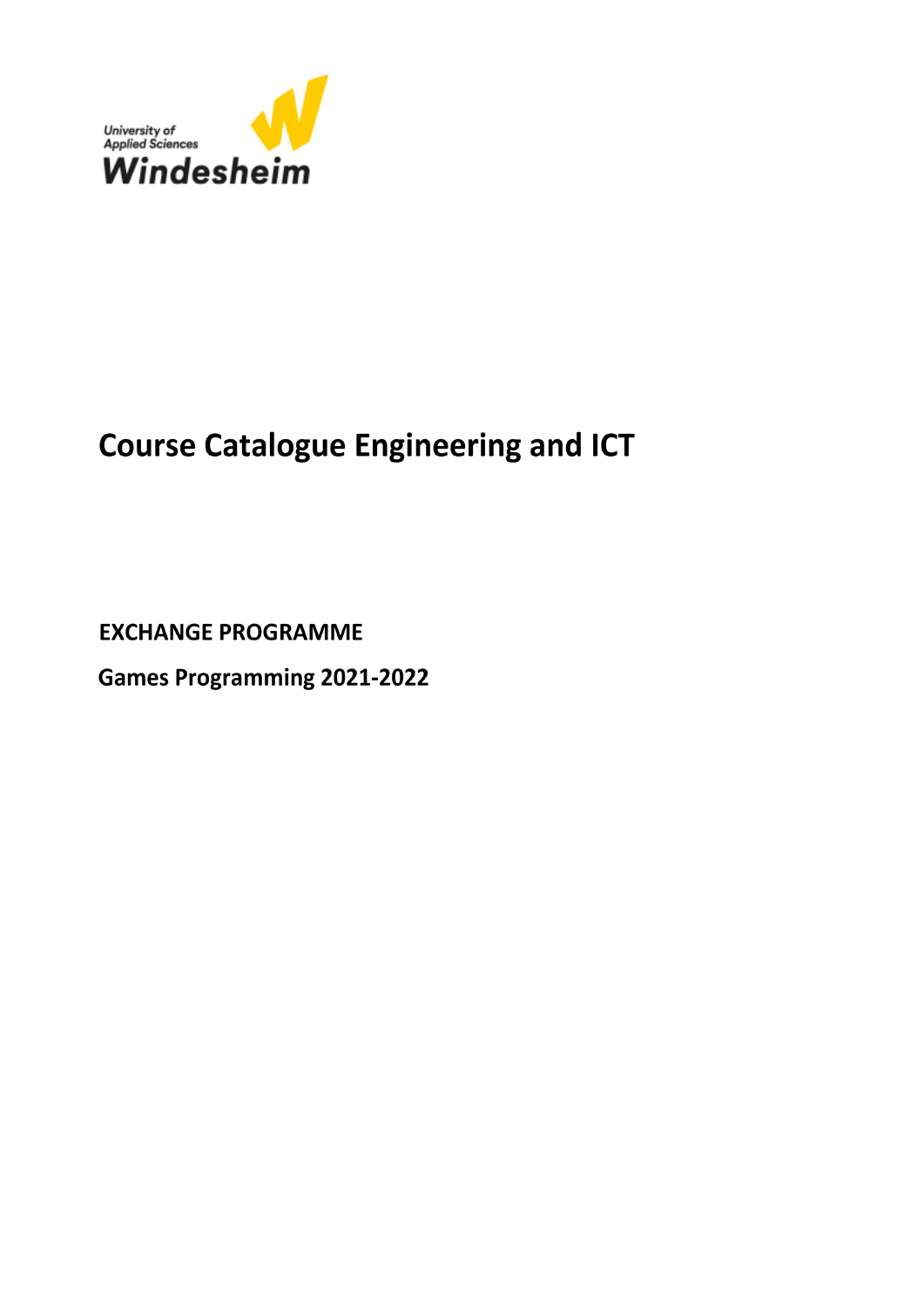University of Applied Sciences Windesheim

# Course Catalogue Engineering and ICT

**EXCHANGE PROGRAMME**

**Games Programming 2021-2022**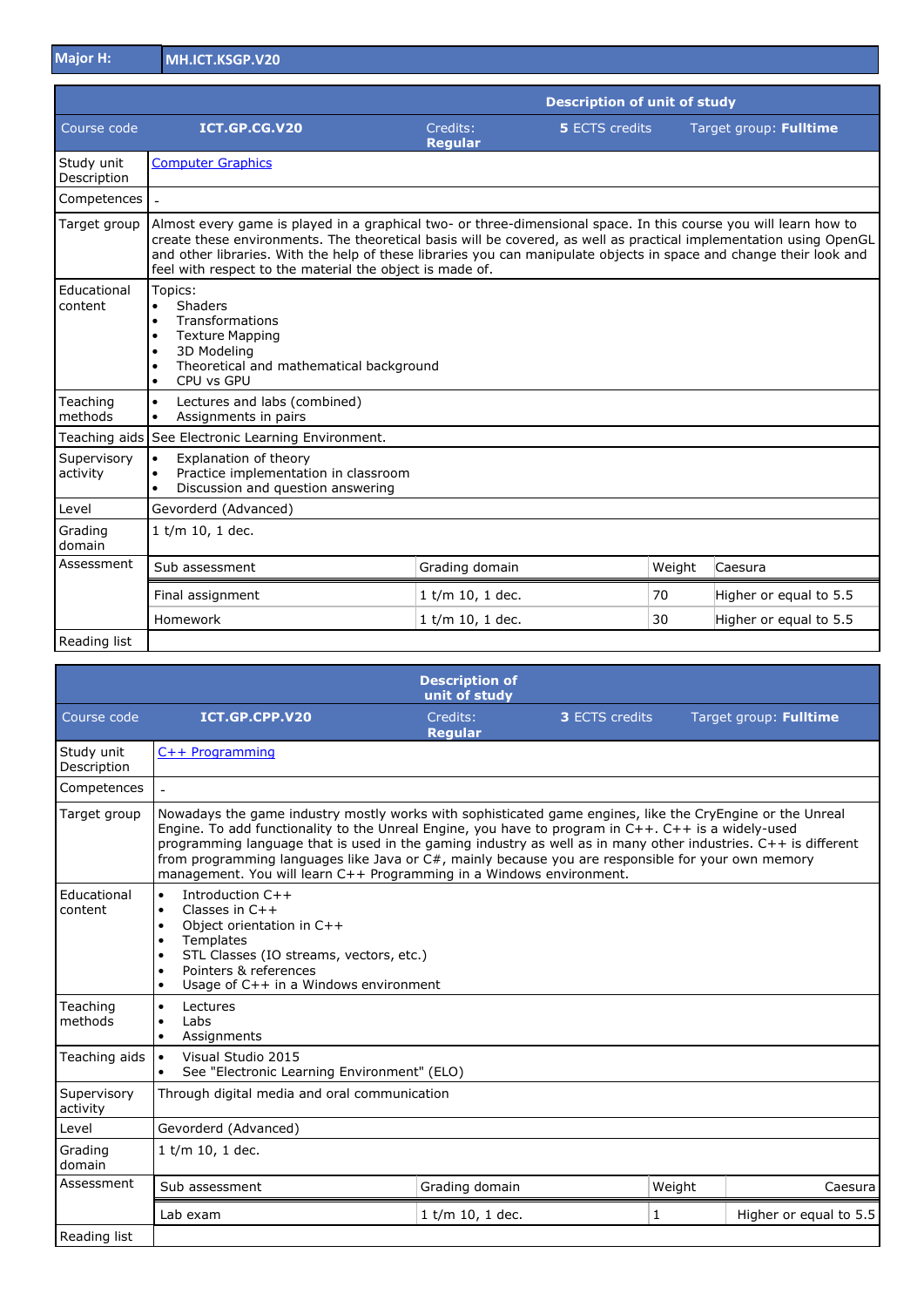| Major H: | MH.ICT.KSGP.V20 |
|---|---|

| | | | | |
|---|---|---|---|---|
| | | **Description of unit of study** | | |
| Course code | **ICT.GP.CG.V20** | Credits: **Regular** | **5** ECTS credits | Target group: **Fulltime** |
| Study unit Description | Computer Graphics | | | |
| Competences | - | | | |
| Target group | Almost every game is played in a graphical two- or three-dimensional space. In this course you will learn how to create these environments. The theoretical basis will be covered, as well as practical implementation using OpenGL and other libraries. With the help of these libraries you can manipulate objects in space and change their look and feel with respect to the material the object is made of. | | | |
| Educational content | Topics:<br>• Shaders<br>• Transformations<br>• Texture Mapping<br>• 3D Modeling<br>• Theoretical and mathematical background<br>• CPU vs GPU | | | |
| Teaching methods | • Lectures and labs (combined)<br>• Assignments in pairs | | | |
| Teaching aids | See Electronic Learning Environment. | | | |
| Supervisory activity | • Explanation of theory<br>• Practice implementation in classroom<br>• Discussion and question answering | | | |
| Level | Gevorderd (Advanced) | | | |
| Grading domain | 1 t/m 10, 1 dec. | | | |
| Assessment | Sub assessment | Grading domain | Weight | Caesura |
| | Final assignment | 1 t/m 10, 1 dec. | 70 | Higher or equal to 5.5 |
| | Homework | 1 t/m 10, 1 dec. | 30 | Higher or equal to 5.5 |
| Reading list | | | | |

| | | | | |
|---|---|---|---|---|
| | | **Description of unit of study** | | |
| Course code | **ICT.GP.CPP.V20** | Credits: **Regular** | **3** ECTS credits | Target group: **Fulltime** |
| Study unit Description | C++ Programming | | | |
| Competences | - | | | |
| Target group | Nowadays the game industry mostly works with sophisticated game engines, like the CryEngine or the Unreal Engine. To add functionality to the Unreal Engine, you have to program in C++. C++ is a widely-used programming language that is used in the gaming industry as well as in many other industries. C++ is different from programming languages like Java or C#, mainly because you are responsible for your own memory management. You will learn C++ Programming in a Windows environment. | | | |
| Educational content | • Introduction C++<br>• Classes in C++<br>• Object orientation in C++<br>• Templates<br>• STL Classes (IO streams, vectors, etc.)<br>• Pointers & references<br>• Usage of C++ in a Windows environment | | | |
| Teaching methods | • Lectures<br>• Labs<br>• Assignments | | | |
| Teaching aids | • Visual Studio 2015<br>• See "Electronic Learning Environment" (ELO) | | | |
| Supervisory activity | Through digital media and oral communication | | | |
| Level | Gevorderd (Advanced) | | | |
| Grading domain | 1 t/m 10, 1 dec. | | | |
| Assessment | Sub assessment | Grading domain | Weight | Caesura |
| | Lab exam | 1 t/m 10, 1 dec. | 1 | Higher or equal to 5.5 |
| Reading list | | | | |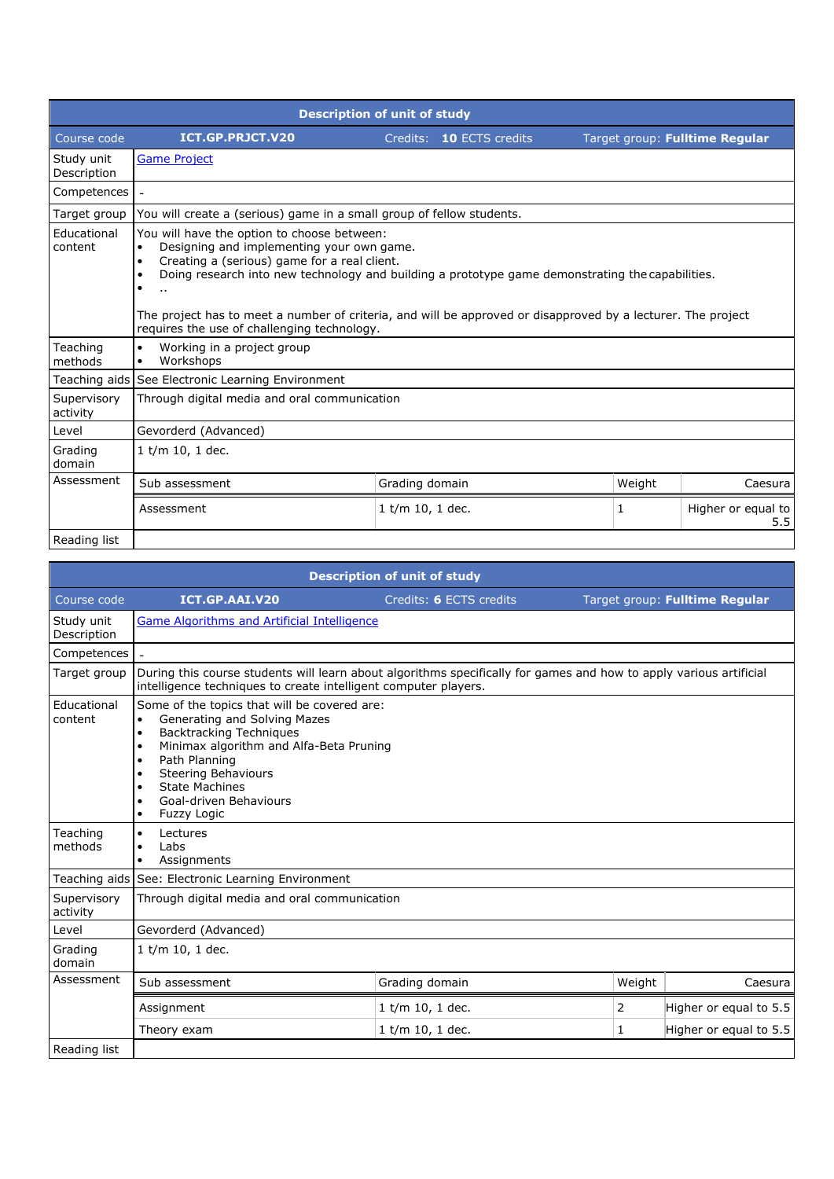## Description of unit of study

| | | | |
|---|---|---|---|
| Course code | **ICT.GP.PRJCT.V20** | Credits: **10** ECTS credits | Target group: **Fulltime Regular** |
| Study unit Description | Game Project | | |
| Competences | - | | |
| Target group | You will create a (serious) game in a small group of fellow students. | | |
| Educational content | You will have the option to choose between:<br>• Designing and implementing your own game.<br>• Creating a (serious) game for a real client.<br>• Doing research into new technology and building a prototype game demonstrating the capabilities.<br>• ..<br><br>The project has to meet a number of criteria, and will be approved or disapproved by a lecturer. The project requires the use of challenging technology. | | |
| Teaching methods | • Working in a project group<br>• Workshops | | |
| Teaching aids | See Electronic Learning Environment | | |
| Supervisory activity | Through digital media and oral communication | | |
| Level | Gevorderd (Advanced) | | |
| Grading domain | 1 t/m 10, 1 dec. | | |
| Reading list | | | |

**Assessment**

| Sub assessment | Grading domain | Weight | Caesura |
|---|---|---|---|
| Assessment | 1 t/m 10, 1 dec. | 1 | Higher or equal to 5.5 |

## Description of unit of study

| | | | |
|---|---|---|---|
| Course code | **ICT.GP.AAI.V20** | Credits: **6** ECTS credits | Target group: **Fulltime Regular** |
| Study unit Description | Game Algorithms and Artificial Intelligence | | |
| Competences | - | | |
| Target group | During this course students will learn about algorithms specifically for games and how to apply various artificial intelligence techniques to create intelligent computer players. | | |
| Educational content | Some of the topics that will be covered are:<br>• Generating and Solving Mazes<br>• Backtracking Techniques<br>• Minimax algorithm and Alfa-Beta Pruning<br>• Path Planning<br>• Steering Behaviours<br>• State Machines<br>• Goal-driven Behaviours<br>• Fuzzy Logic | | |
| Teaching methods | • Lectures<br>• Labs<br>• Assignments | | |
| Teaching aids | See: Electronic Learning Environment | | |
| Supervisory activity | Through digital media and oral communication | | |
| Level | Gevorderd (Advanced) | | |
| Grading domain | 1 t/m 10, 1 dec. | | |
| Reading list | | | |

**Assessment**

| Sub assessment | Grading domain | Weight | Caesura |
|---|---|---|---|
| Assignment | 1 t/m 10, 1 dec. | 2 | Higher or equal to 5.5 |
| Theory exam | 1 t/m 10, 1 dec. | 1 | Higher or equal to 5.5 |